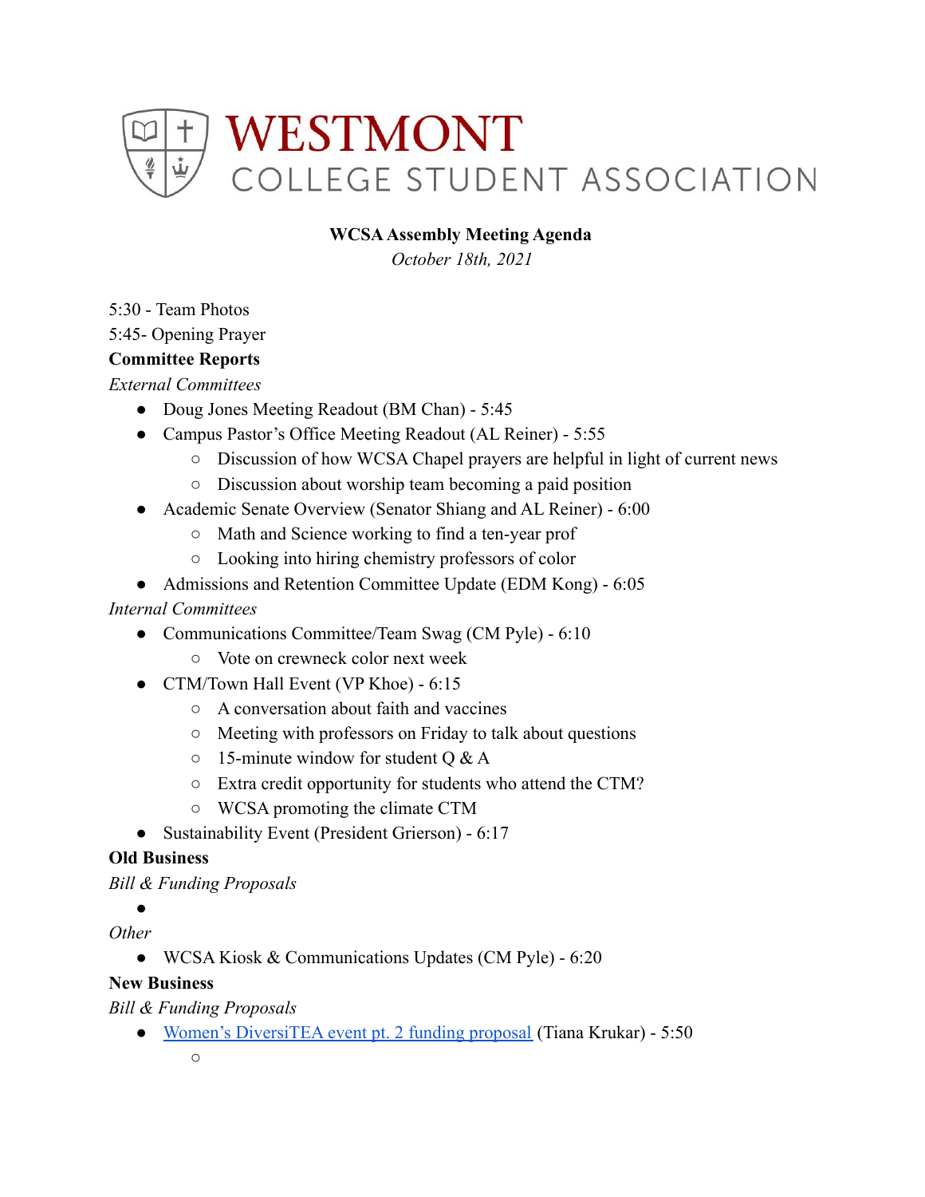# WESTMONT
## COLLEGE STUDENT ASSOCIATION

**WCSA Assembly Meeting Agenda**

*October 18th, 2021*

5:30 - Team Photos
5:45- Opening Prayer

**Committee Reports**

*External Committees*

- Doug Jones Meeting Readout (BM Chan) - 5:45
- Campus Pastor's Office Meeting Readout (AL Reiner) - 5:55
  - Discussion of how WCSA Chapel prayers are helpful in light of current news
  - Discussion about worship team becoming a paid position
- Academic Senate Overview (Senator Shiang and AL Reiner) - 6:00
  - Math and Science working to find a ten-year prof
  - Looking into hiring chemistry professors of color
- Admissions and Retention Committee Update (EDM Kong) - 6:05

*Internal Committees*

- Communications Committee/Team Swag (CM Pyle) - 6:10
  - Vote on crewneck color next week
- CTM/Town Hall Event (VP Khoe) - 6:15
  - A conversation about faith and vaccines
  - Meeting with professors on Friday to talk about questions
  - 15-minute window for student Q & A
  - Extra credit opportunity for students who attend the CTM?
  - WCSA promoting the climate CTM
- Sustainability Event (President Grierson) - 6:17

**Old Business**

*Bill & Funding Proposals*

- 

*Other*

- WCSA Kiosk & Communications Updates (CM Pyle) - 6:20

**New Business**

*Bill & Funding Proposals*

- Women's DiversiTEA event pt. 2 funding proposal (Tiana Krukar) - 5:50
  -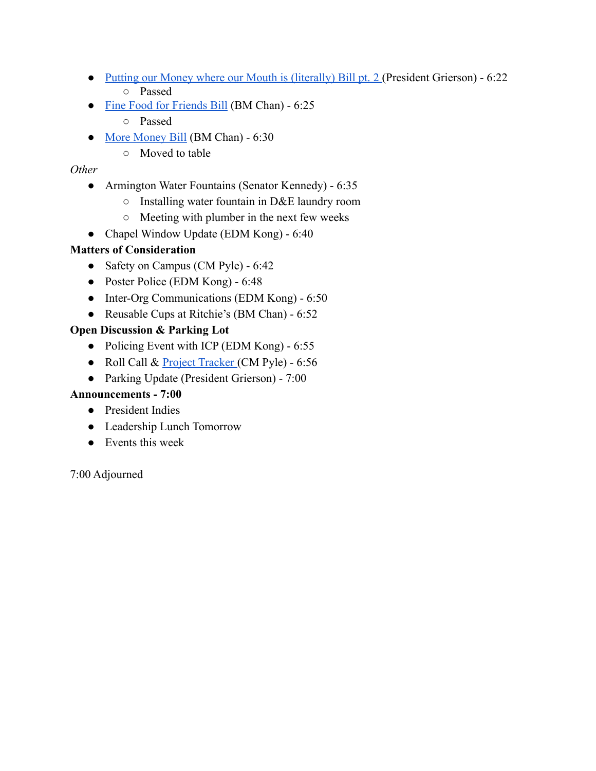- Putting our Money where our Mouth is (literally) Bill pt. 2 (President Grierson) - 6:22
  - Passed
- Fine Food for Friends Bill (BM Chan) - 6:25
  - Passed
- More Money Bill (BM Chan) - 6:30
  - Moved to table

*Other*

- Armington Water Fountains (Senator Kennedy) - 6:35
  - Installing water fountain in D&E laundry room
  - Meeting with plumber in the next few weeks
- Chapel Window Update (EDM Kong) - 6:40

**Matters of Consideration**

- Safety on Campus (CM Pyle) - 6:42
- Poster Police (EDM Kong) - 6:48
- Inter-Org Communications (EDM Kong) - 6:50
- Reusable Cups at Ritchie's (BM Chan) - 6:52

**Open Discussion & Parking Lot**

- Policing Event with ICP (EDM Kong) - 6:55
- Roll Call & Project Tracker (CM Pyle) - 6:56
- Parking Update (President Grierson) - 7:00

**Announcements - 7:00**

- President Indies
- Leadership Lunch Tomorrow
- Events this week

7:00 Adjourned